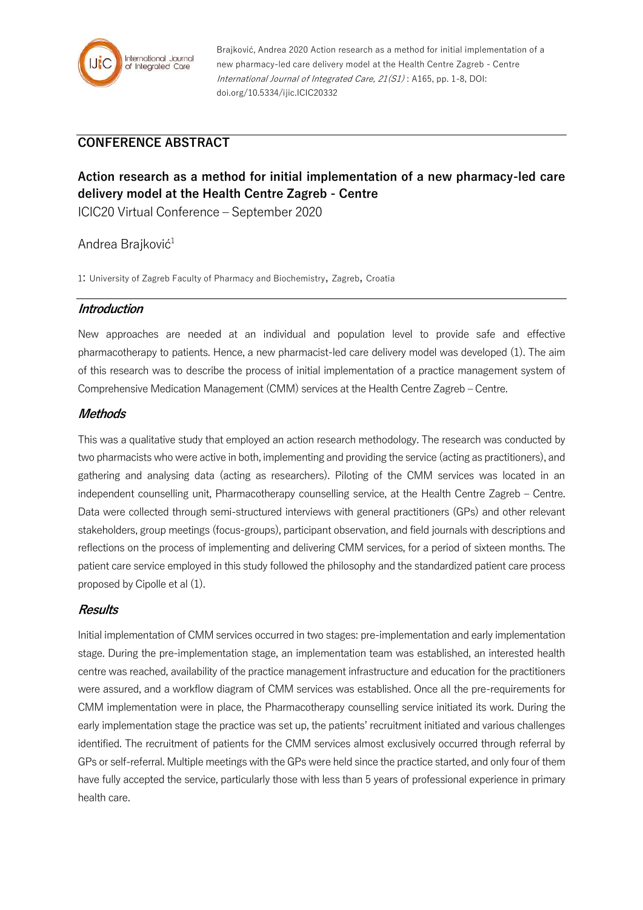Brajković, Andrea 2020 Action research as a method for initial implementation of a new pharmacy-led care delivery model at the Health Centre Zagreb - Centre *International Journal of Integrated Care, 21(S1)* : A165, pp. 1-8, DOI: doi.org/10.5334/ijic.ICIC20332

## CONFERENCE ABSTRACT

# Action research as a method for initial implementation of a new pharmacy-led care delivery model at the Health Centre Zagreb - Centre

ICIC20 Virtual Conference – September 2020

Andrea Brajković[1]

1: University of Zagreb Faculty of Pharmacy and Biochemistry, Zagreb, Croatia

## *Introduction*

New approaches are needed at an individual and population level to provide safe and effective pharmacotherapy to patients. Hence, a new pharmacist-led care delivery model was developed (1). The aim of this research was to describe the process of initial implementation of a practice management system of Comprehensive Medication Management (CMM) services at the Health Centre Zagreb – Centre.

## *Methods*

This was a qualitative study that employed an action research methodology. The research was conducted by two pharmacists who were active in both, implementing and providing the service (acting as practitioners), and gathering and analysing data (acting as researchers). Piloting of the CMM services was located in an independent counselling unit, Pharmacotherapy counselling service, at the Health Centre Zagreb – Centre. Data were collected through semi-structured interviews with general practitioners (GPs) and other relevant stakeholders, group meetings (focus-groups), participant observation, and field journals with descriptions and reflections on the process of implementing and delivering CMM services, for a period of sixteen months. The patient care service employed in this study followed the philosophy and the standardized patient care process proposed by Cipolle et al (1).

## *Results*

Initial implementation of CMM services occurred in two stages: pre-implementation and early implementation stage. During the pre-implementation stage, an implementation team was established, an interested health centre was reached, availability of the practice management infrastructure and education for the practitioners were assured, and a workflow diagram of CMM services was established. Once all the pre-requirements for CMM implementation were in place, the Pharmacotherapy counselling service initiated its work. During the early implementation stage the practice was set up, the patients' recruitment initiated and various challenges identified. The recruitment of patients for the CMM services almost exclusively occurred through referral by GPs or self-referral. Multiple meetings with the GPs were held since the practice started, and only four of them have fully accepted the service, particularly those with less than 5 years of professional experience in primary health care.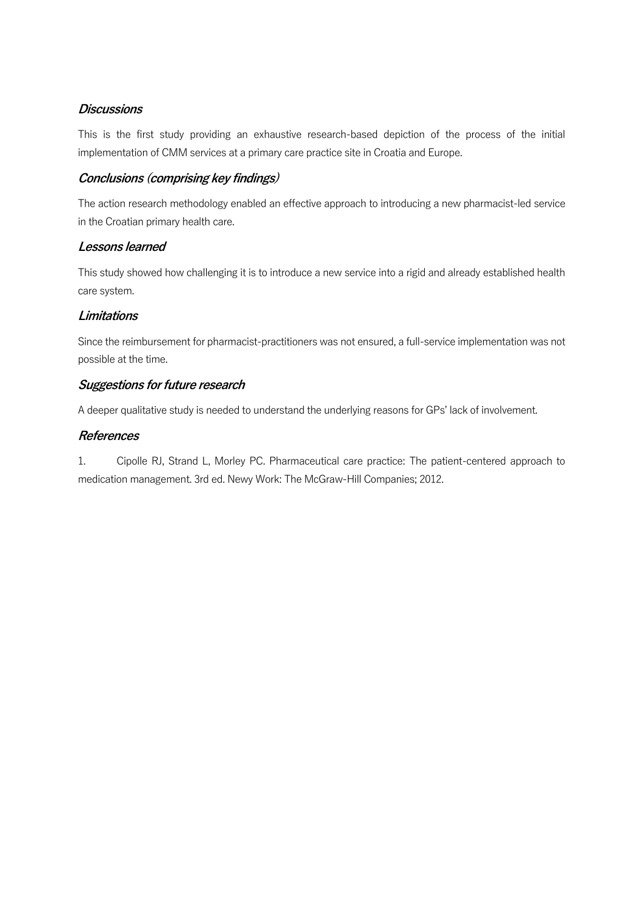### *Discussions*

This is the first study providing an exhaustive research-based depiction of the process of the initial implementation of CMM services at a primary care practice site in Croatia and Europe.

### *Conclusions (comprising key findings)*

The action research methodology enabled an effective approach to introducing a new pharmacist-led service in the Croatian primary health care.

### *Lessons learned*

This study showed how challenging it is to introduce a new service into a rigid and already established health care system.

### *Limitations*

Since the reimbursement for pharmacist-practitioners was not ensured, a full-service implementation was not possible at the time.

### *Suggestions for future research*

A deeper qualitative study is needed to understand the underlying reasons for GPs' lack of involvement.

### *References*

1. Cipolle RJ, Strand L, Morley PC. Pharmaceutical care practice: The patient-centered approach to medication management. 3rd ed. Newy Work: The McGraw-Hill Companies; 2012.